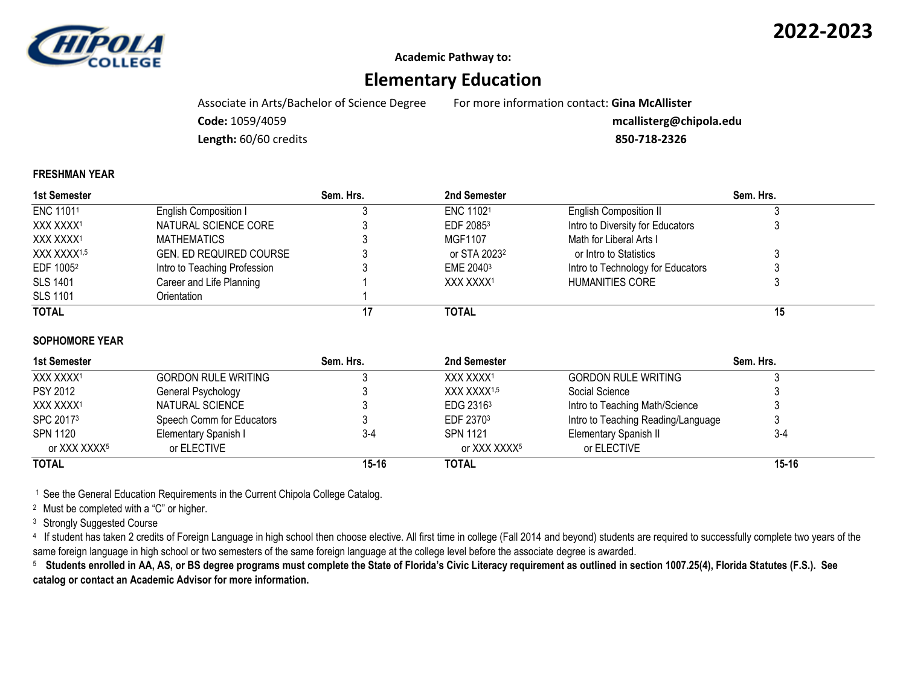**2022-2023**

**Academic Pathway to:**

# Elementary Education

Associate in Arts/Bachelor of Science Degree

**Code:** 1059/4059

**Length:** 60/60 credits

For more information contact: **Gina McAllister**

**mcallisterg@chipola.edu**

**850-718-2326**

### FRESHMAN YEAR

| 1st Semester | | Sem. Hrs. | 2nd Semester | | Sem. Hrs. |
|---|---|---|---|---|---|
| ENC 1101[1] | English Composition I | 3 | ENC 1102[1] | English Composition II | 3 |
| XXX XXXX[1] | NATURAL SCIENCE CORE | 3 | EDF 2085[3] | Intro to Diversity for Educators | 3 |
| XXX XXXX[1] | MATHEMATICS | 3 | MGF1107 | Math for Liberal Arts I | |
| XXX XXXX[1,5] | GEN. ED REQUIRED COURSE | 3 | or STA 2023[2] | or Intro to Statistics | 3 |
| EDF 1005[2] | Intro to Teaching Profession | 3 | EME 2040[3] | Intro to Technology for Educators | 3 |
| SLS 1401 | Career and Life Planning | 1 | XXX XXXX[1] | HUMANITIES CORE | 3 |
| SLS 1101 | Orientation | 1 | | | |
| **TOTAL** | | **17** | **TOTAL** | | **15** |

### SOPHOMORE YEAR

| 1st Semester | | Sem. Hrs. | 2nd Semester | | Sem. Hrs. |
|---|---|---|---|---|---|
| XXX XXXX[1] | GORDON RULE WRITING | 3 | XXX XXXX[1] | GORDON RULE WRITING | 3 |
| PSY 2012 | General Psychology | 3 | XXX XXXX[1,5] | Social Science | 3 |
| XXX XXXX[1] | NATURAL SCIENCE | 3 | EDG 2316[3] | Intro to Teaching Math/Science | 3 |
| SPC 2017[3] | Speech Comm for Educators | 3 | EDF 2370[3] | Intro to Teaching Reading/Language | 3 |
| SPN 1120 | Elementary Spanish I | 3-4 | SPN 1121 | Elementary Spanish II | 3-4 |
| or XXX XXXX[5] | or ELECTIVE | | or XXX XXXX[5] | or ELECTIVE | |
| **TOTAL** | | **15-16** | **TOTAL** | | **15-16** |

[1] See the General Education Requirements in the Current Chipola College Catalog.

[2] Must be completed with a "C" or higher.

[3] Strongly Suggested Course

[4] If student has taken 2 credits of Foreign Language in high school then choose elective. All first time in college (Fall 2014 and beyond) students are required to successfully complete two years of the same foreign language in high school or two semesters of the same foreign language at the college level before the associate degree is awarded.

[5] **Students enrolled in AA, AS, or BS degree programs must complete the State of Florida's Civic Literacy requirement as outlined in section 1007.25(4), Florida Statutes (F.S.). See catalog or contact an Academic Advisor for more information.**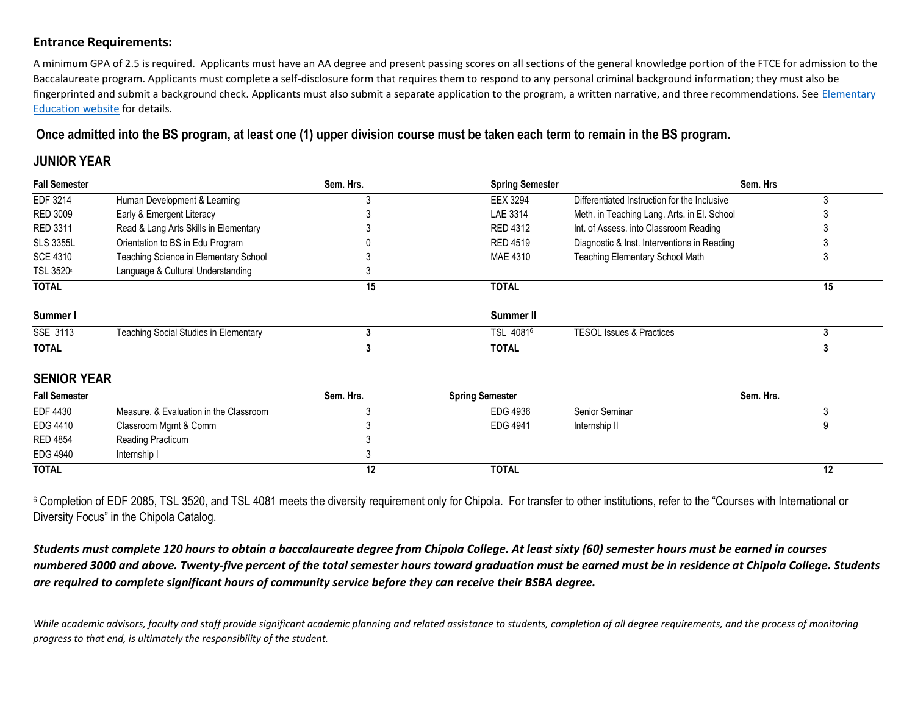**Entrance Requirements:**

A minimum GPA of 2.5 is required. Applicants must have an AA degree and present passing scores on all sections of the general knowledge portion of the FTCE for admission to the Baccalaureate program. Applicants must complete a self-disclosure form that requires them to respond to any personal criminal background information; they must also be fingerprinted and submit a background check. Applicants must also submit a separate application to the program, a written narrative, and three recommendations. See Elementary Education website for details.

**Once admitted into the BS program, at least one (1) upper division course must be taken each term to remain in the BS program.**

## JUNIOR YEAR

| Fall Semester | | Sem. Hrs. | Spring Semester | | Sem. Hrs |
|---|---|---|---|---|---|
| EDF 3214 | Human Development & Learning | 3 | EEX 3294 | Differentiated Instruction for the Inclusive | 3 |
| RED 3009 | Early & Emergent Literacy | 3 | LAE 3314 | Meth. in Teaching Lang. Arts. in El. School | 3 |
| RED 3311 | Read & Lang Arts Skills in Elementary | 3 | RED 4312 | Int. of Assess. into Classroom Reading | 3 |
| SLS 3355L | Orientation to BS in Edu Program | 0 | RED 4519 | Diagnostic & Inst. Interventions in Reading | 3 |
| SCE 4310 | Teaching Science in Elementary School | 3 | MAE 4310 | Teaching Elementary School Math | 3 |
| TSL 3520[6] | Language & Cultural Understanding | 3 | | | |
| **TOTAL** | | **15** | **TOTAL** | | **15** |

| Summer I | | | Summer II | | |
|---|---|---|---|---|---|
| SSE 3113 | Teaching Social Studies in Elementary | **3** | TSL 4081[6] | TESOL Issues & Practices | **3** |
| **TOTAL** | | **3** | **TOTAL** | | **3** |

## SENIOR YEAR

| Fall Semester | | Sem. Hrs. | Spring Semester | | Sem. Hrs. |
|---|---|---|---|---|---|
| EDF 4430 | Measure. & Evaluation in the Classroom | 3 | EDG 4936 | Senior Seminar | 3 |
| EDG 4410 | Classroom Mgmt & Comm | 3 | EDG 4941 | Internship II | 9 |
| RED 4854 | Reading Practicum | 3 | | | |
| EDG 4940 | Internship I | 3 | | | |
| **TOTAL** | | **12** | **TOTAL** | | **12** |

[6] Completion of EDF 2085, TSL 3520, and TSL 4081 meets the diversity requirement only for Chipola. For transfer to other institutions, refer to the "Courses with International or Diversity Focus" in the Chipola Catalog.

***Students must complete 120 hours to obtain a baccalaureate degree from Chipola College. At least sixty (60) semester hours must be earned in courses numbered 3000 and above. Twenty-five percent of the total semester hours toward graduation must be earned must be in residence at Chipola College. Students are required to complete significant hours of community service before they can receive their BSBA degree.***

*While academic advisors, faculty and staff provide significant academic planning and related assistance to students, completion of all degree requirements, and the process of monitoring progress to that end, is ultimately the responsibility of the student.*